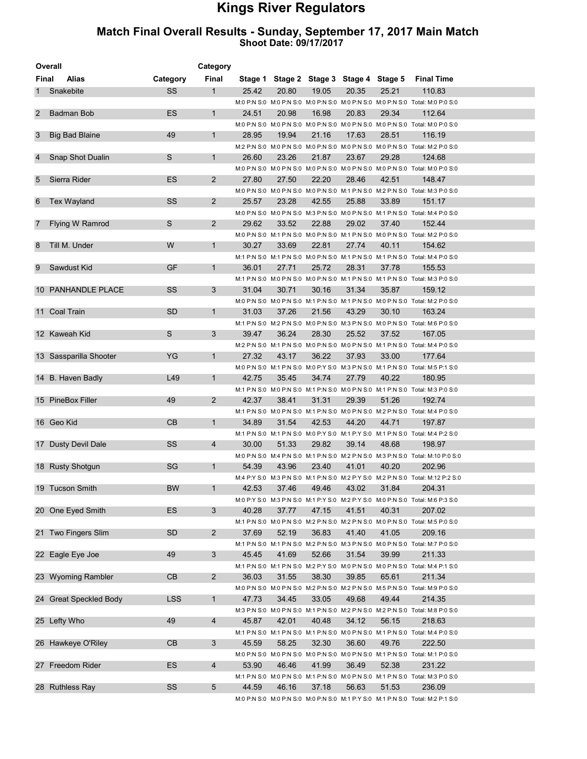# Kings River Regulators

## Match Final Overall Results - Sunday, September 17, 2017 Main Match

**Shoot Date: 09/17/2017**

| Overall Final | Alias | Category | Category Final | Stage 1 | Stage 2 | Stage 3 | Stage 4 | Stage 5 | Final Time |
|---|---|---|---|---|---|---|---|---|---|
| 1 | Snakebite | SS | 1 | 25.42 | 20.80 | 19.05 | 20.35 | 25.21 | 110.83 |
| | | | | M:0 P:N S:0 | M:0 P:N S:0 | M:0 P:N S:0 | M:0 P:N S:0 | M:0 P:N S:0 | Total: M:0 P:0 S:0 |
| 2 | Badman Bob | ES | 1 | 24.51 | 20.98 | 16.98 | 20.83 | 29.34 | 112.64 |
| | | | | M:0 P:N S:0 | M:0 P:N S:0 | M:0 P:N S:0 | M:0 P:N S:0 | M:0 P:N S:0 | Total: M:0 P:0 S:0 |
| 3 | Big Bad Blaine | 49 | 1 | 28.95 | 19.94 | 21.16 | 17.63 | 28.51 | 116.19 |
| | | | | M:2 P:N S:0 | M:0 P:N S:0 | M:0 P:N S:0 | M:0 P:N S:0 | M:0 P:N S:0 | Total: M:2 P:0 S:0 |
| 4 | Snap Shot Dualin | S | 1 | 26.60 | 23.26 | 21.87 | 23.67 | 29.28 | 124.68 |
| | | | | M:0 P:N S:0 | M:0 P:N S:0 | M:0 P:N S:0 | M:0 P:N S:0 | M:0 P:N S:0 | Total: M:0 P:0 S:0 |
| 5 | Sierra Rider | ES | 2 | 27.80 | 27.50 | 22.20 | 28.46 | 42.51 | 148.47 |
| | | | | M:0 P:N S:0 | M:0 P:N S:0 | M:0 P:N S:0 | M:1 P:N S:0 | M:2 P:N S:0 | Total: M:3 P:0 S:0 |
| 6 | Tex Wayland | SS | 2 | 25.57 | 23.28 | 42.55 | 25.88 | 33.89 | 151.17 |
| | | | | M:0 P:N S:0 | M:0 P:N S:0 | M:3 P:N S:0 | M:0 P:N S:0 | M:1 P:N S:0 | Total: M:4 P:0 S:0 |
| 7 | Flying W Ramrod | S | 2 | 29.62 | 33.52 | 22.88 | 29.02 | 37.40 | 152.44 |
| | | | | M:0 P:N S:0 | M:1 P:N S:0 | M:0 P:N S:0 | M:1 P:N S:0 | M:0 P:N S:0 | Total: M:2 P:0 S:0 |
| 8 | Till M. Under | W | 1 | 30.27 | 33.69 | 22.81 | 27.74 | 40.11 | 154.62 |
| | | | | M:1 P:N S:0 | M:1 P:N S:0 | M:0 P:N S:0 | M:1 P:N S:0 | M:1 P:N S:0 | Total: M:4 P:0 S:0 |
| 9 | Sawdust Kid | GF | 1 | 36.01 | 27.71 | 25.72 | 28.31 | 37.78 | 155.53 |
| | | | | M:1 P:N S:0 | M:0 P:N S:0 | M:0 P:N S:0 | M:1 P:N S:0 | M:1 P:N S:0 | Total: M:3 P:0 S:0 |
| 10 | PANHANDLE PLACE | SS | 3 | 31.04 | 30.71 | 30.16 | 31.34 | 35.87 | 159.12 |
| | | | | M:0 P:N S:0 | M:0 P:N S:0 | M:1 P:N S:0 | M:1 P:N S:0 | M:0 P:N S:0 | Total: M:2 P:0 S:0 |
| 11 | Coal Train | SD | 1 | 31.03 | 37.26 | 21.56 | 43.29 | 30.10 | 163.24 |
| | | | | M:1 P:N S:0 | M:2 P:N S:0 | M:0 P:N S:0 | M:3 P:N S:0 | M:0 P:N S:0 | Total: M:6 P:0 S:0 |
| 12 | Kaweah Kid | S | 3 | 39.47 | 36.24 | 28.30 | 25.52 | 37.52 | 167.05 |
| | | | | M:2 P:N S:0 | M:1 P:N S:0 | M:0 P:N S:0 | M:0 P:N S:0 | M:1 P:N S:0 | Total: M:4 P:0 S:0 |
| 13 | Sassparilla Shooter | YG | 1 | 27.32 | 43.17 | 36.22 | 37.93 | 33.00 | 177.64 |
| | | | | M:0 P:N S:0 | M:1 P:N S:0 | M:0 P:Y S:0 | M:3 P:N S:0 | M:1 P:N S:0 | Total: M:5 P:1 S:0 |
| 14 | B. Haven Badly | L49 | 1 | 42.75 | 35.45 | 34.74 | 27.79 | 40.22 | 180.95 |
| | | | | M:1 P:N S:0 | M:0 P:N S:0 | M:1 P:N S:0 | M:0 P:N S:0 | M:1 P:N S:0 | Total: M:3 P:0 S:0 |
| 15 | PineBox Filler | 49 | 2 | 42.37 | 38.41 | 31.31 | 29.39 | 51.26 | 192.74 |
| | | | | M:1 P:N S:0 | M:0 P:N S:0 | M:1 P:N S:0 | M:0 P:N S:0 | M:2 P:N S:0 | Total: M:4 P:0 S:0 |
| 16 | Geo Kid | CB | 1 | 34.89 | 31.54 | 42.53 | 44.20 | 44.71 | 197.87 |
| | | | | M:1 P:N S:0 | M:1 P:N S:0 | M:0 P:Y S:0 | M:1 P:Y S:0 | M:1 P:N S:0 | Total: M:4 P:2 S:0 |
| 17 | Dusty Devil Dale | SS | 4 | 30.00 | 51.33 | 29.82 | 39.14 | 48.68 | 198.97 |
| | | | | M:0 P:N S:0 | M:4 P:N S:0 | M:1 P:N S:0 | M:2 P:N S:0 | M:3 P:N S:0 | Total: M:10 P:0 S:0 |
| 18 | Rusty Shotgun | SG | 1 | 54.39 | 43.96 | 23.40 | 41.01 | 40.20 | 202.96 |
| | | | | M:4 P:Y S:0 | M:3 P:N S:0 | M:1 P:N S:0 | M:2 P:Y S:0 | M:2 P:N S:0 | Total: M:12 P:2 S:0 |
| 19 | Tucson Smith | BW | 1 | 42.53 | 37.46 | 49.46 | 43.02 | 31.84 | 204.31 |
| | | | | M:0 P:Y S:0 | M:3 P:N S:0 | M:1 P:Y S:0 | M:2 P:Y S:0 | M:0 P:N S:0 | Total: M:6 P:3 S:0 |
| 20 | One Eyed Smith | ES | 3 | 40.28 | 37.77 | 47.15 | 41.51 | 40.31 | 207.02 |
| | | | | M:1 P:N S:0 | M:0 P:N S:0 | M:2 P:N S:0 | M:2 P:N S:0 | M:0 P:N S:0 | Total: M:5 P:0 S:0 |
| 21 | Two Fingers Slim | SD | 2 | 37.69 | 52.19 | 36.83 | 41.40 | 41.05 | 209.16 |
| | | | | M:1 P:N S:0 | M:1 P:N S:0 | M:2 P:N S:0 | M:3 P:N S:0 | M:0 P:N S:0 | Total: M:7 P:0 S:0 |
| 22 | Eagle Eye Joe | 49 | 3 | 45.45 | 41.69 | 52.66 | 31.54 | 39.99 | 211.33 |
| | | | | M:1 P:N S:0 | M:1 P:N S:0 | M:2 P:Y S:0 | M:0 P:N S:0 | M:0 P:N S:0 | Total: M:4 P:1 S:0 |
| 23 | Wyoming Rambler | CB | 2 | 36.03 | 31.55 | 38.30 | 39.85 | 65.61 | 211.34 |
| | | | | M:0 P:N S:0 | M:0 P:N S:0 | M:2 P:N S:0 | M:2 P:N S:0 | M:5 P:N S:0 | Total: M:9 P:0 S:0 |
| 24 | Great Speckled Body | LSS | 1 | 47.73 | 34.45 | 33.05 | 49.68 | 49.44 | 214.35 |
| | | | | M:3 P:N S:0 | M:0 P:N S:0 | M:1 P:N S:0 | M:2 P:N S:0 | M:2 P:N S:0 | Total: M:8 P:0 S:0 |
| 25 | Lefty Who | 49 | 4 | 45.87 | 42.01 | 40.48 | 34.12 | 56.15 | 218.63 |
| | | | | M:1 P:N S:0 | M:1 P:N S:0 | M:1 P:N S:0 | M:0 P:N S:0 | M:1 P:N S:0 | Total: M:4 P:0 S:0 |
| 26 | Hawkeye O'Riley | CB | 3 | 45.59 | 58.25 | 32.30 | 36.60 | 49.76 | 222.50 |
| | | | | M:0 P:N S:0 | M:0 P:N S:0 | M:0 P:N S:0 | M:0 P:N S:0 | M:1 P:N S:0 | Total: M:1 P:0 S:0 |
| 27 | Freedom Rider | ES | 4 | 53.90 | 46.46 | 41.99 | 36.49 | 52.38 | 231.22 |
| | | | | M:1 P:N S:0 | M:0 P:N S:0 | M:1 P:N S:0 | M:0 P:N S:0 | M:1 P:N S:0 | Total: M:3 P:0 S:0 |
| 28 | Ruthless Ray | SS | 5 | 44.59 | 46.16 | 37.18 | 56.63 | 51.53 | 236.09 |
| | | | | M:0 P:N S:0 | M:0 P:N S:0 | M:0 P:N S:0 | M:1 P:Y S:0 | M:1 P:N S:0 | Total: M:2 P:1 S:0 |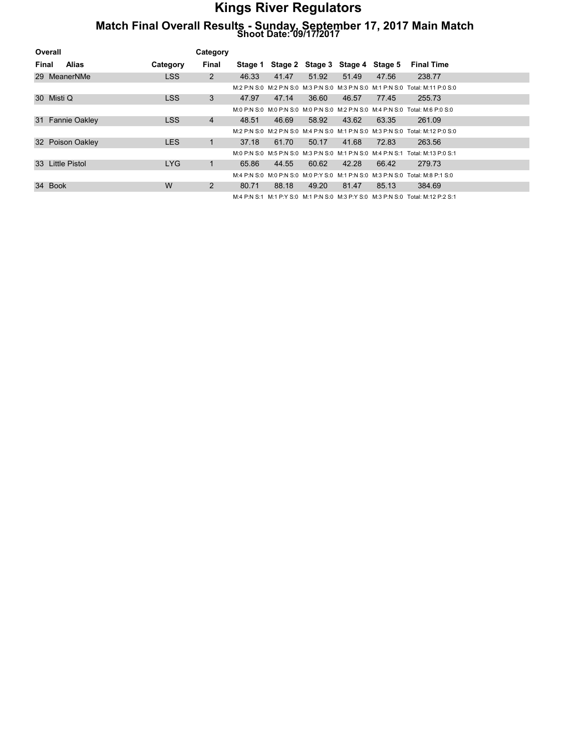# Kings River Regulators

## Match Final Overall Results - Sunday, September 17, 2017 Main Match

### Shoot Date: 09/17/2017

| Overall Final | Alias | Category | Category Final | Stage 1 | Stage 2 | Stage 3 | Stage 4 | Stage 5 | Final Time |
|---|---|---|---|---|---|---|---|---|---|
| 29 | MeanerNMe | LSS | 2 | 46.33 | 41.47 | 51.92 | 51.49 | 47.56 | 238.77 |
| | | | | M:2 P:N S:0 | M:2 P:N S:0 | M:3 P:N S:0 | M:3 P:N S:0 | M:1 P:N S:0 | Total: M:11 P:0 S:0 |
| 30 | Misti Q | LSS | 3 | 47.97 | 47.14 | 36.60 | 46.57 | 77.45 | 255.73 |
| | | | | M:0 P:N S:0 | M:0 P:N S:0 | M:0 P:N S:0 | M:2 P:N S:0 | M:4 P:N S:0 | Total: M:6 P:0 S:0 |
| 31 | Fannie Oakley | LSS | 4 | 48.51 | 46.69 | 58.92 | 43.62 | 63.35 | 261.09 |
| | | | | M:2 P:N S:0 | M:2 P:N S:0 | M:4 P:N S:0 | M:1 P:N S:0 | M:3 P:N S:0 | Total: M:12 P:0 S:0 |
| 32 | Poison Oakley | LES | 1 | 37.18 | 61.70 | 50.17 | 41.68 | 72.83 | 263.56 |
| | | | | M:0 P:N S:0 | M:5 P:N S:0 | M:3 P:N S:0 | M:1 P:N S:0 | M:4 P:N S:1 | Total: M:13 P:0 S:1 |
| 33 | Little Pistol | LYG | 1 | 65.86 | 44.55 | 60.62 | 42.28 | 66.42 | 279.73 |
| | | | | M:4 P:N S:0 | M:0 P:N S:0 | M:0 P:Y S:0 | M:1 P:N S:0 | M:3 P:N S:0 | Total: M:8 P:1 S:0 |
| 34 | Book | W | 2 | 80.71 | 88.18 | 49.20 | 81.47 | 85.13 | 384.69 |
| | | | | M:4 P:N S:1 | M:1 P:Y S:0 | M:1 P:N S:0 | M:3 P:Y S:0 | M:3 P:N S:0 | Total: M:12 P:2 S:1 |